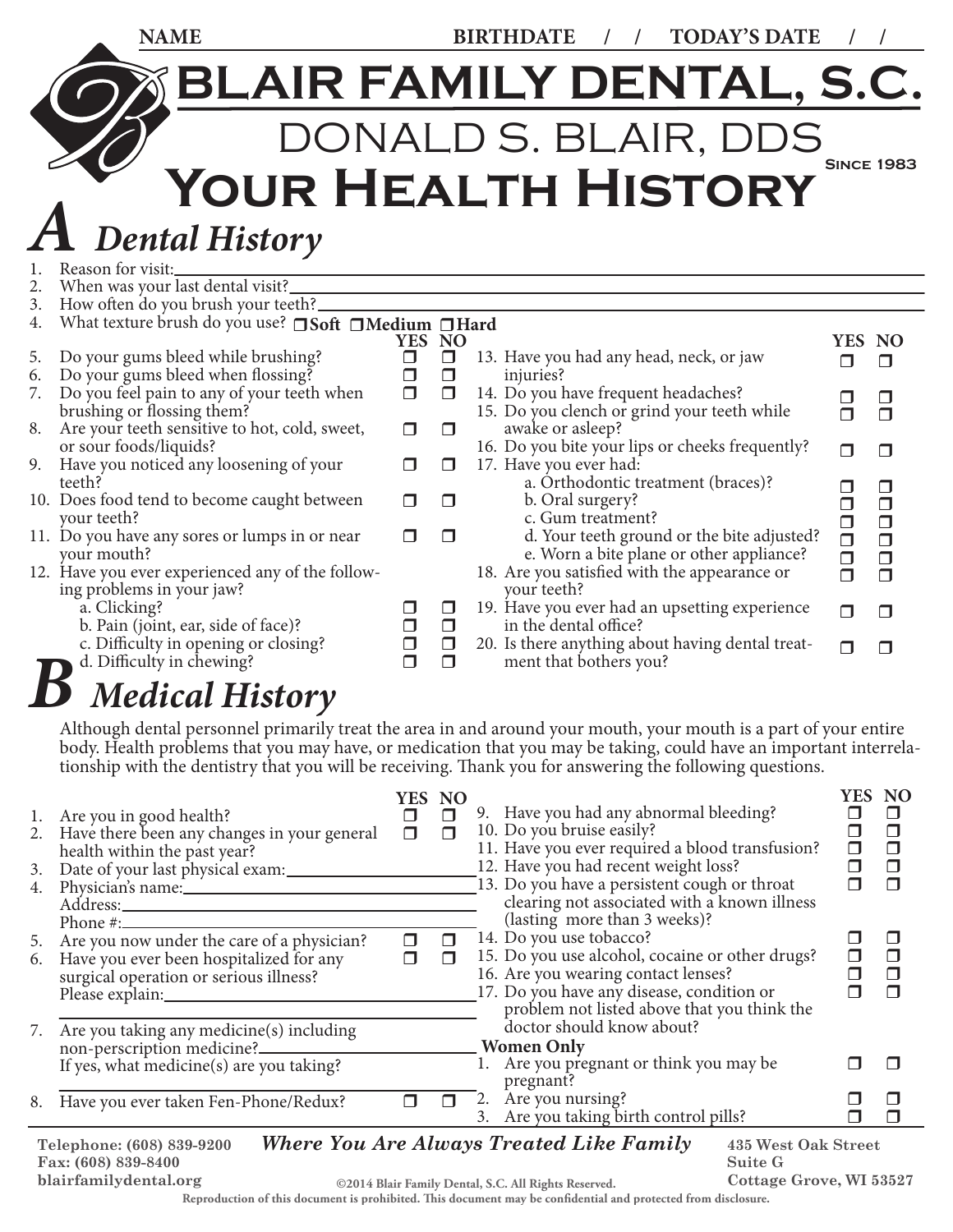NAME BIRTHDATE / / TODAY'S DATE / /

# BLAIR FAMILY DENTAL, S.C.

## DONALD S. BLAIR, DDS

Since 1983

# Your Health History

## A Dental History

1. Reason for visit: ________
2. When was your last dental visit? ________
3. How often do you brush your teeth? ________
4. What texture brush do you use? ❒ Soft ❒ Medium ❒ Hard

| | | YES | NO |
|---|---|---|---|
| 5. | Do your gums bleed while brushing? | ❒ | ❒ |
| 6. | Do your gums bleed when flossing? | ❒ | ❒ |
| 7. | Do you feel pain to any of your teeth when brushing or flossing them? | ❒ | ❒ |
| 8. | Are your teeth sensitive to hot, cold, sweet, or sour foods/liquids? | ❒ | ❒ |
| 9. | Have you noticed any loosening of your teeth? | ❒ | ❒ |
| 10. | Does food tend to become caught between your teeth? | ❒ | ❒ |
| 11. | Do you have any sores or lumps in or near your mouth? | ❒ | ❒ |
| 12. | Have you ever experienced any of the following problems in your jaw? | | |
| | a. Clicking? | ❒ | ❒ |
| | b. Pain (joint, ear, side of face)? | ❒ | ❒ |
| | c. Difficulty in opening or closing? | ❒ | ❒ |
| | d. Difficulty in chewing? | ❒ | ❒ |
| 13. | Have you had any head, neck, or jaw injuries? | ❒ | ❒ |
| 14. | Do you have frequent headaches? | ❒ | ❒ |
| 15. | Do you clench or grind your teeth while awake or asleep? | ❒ | ❒ |
| 16. | Do you bite your lips or cheeks frequently? | ❒ | ❒ |
| 17. | Have you ever had: | | |
| | a. Orthodontic treatment (braces)? | ❒ | ❒ |
| | b. Oral surgery? | ❒ | ❒ |
| | c. Gum treatment? | ❒ | ❒ |
| | d. Your teeth ground or the bite adjusted? | ❒ | ❒ |
| | e. Worn a bite plane or other appliance? | ❒ | ❒ |
| 18. | Are you satisfied with the appearance or your teeth? | ❒ | ❒ |
| 19. | Have you ever had an upsetting experience in the dental office? | ❒ | ❒ |
| 20. | Is there anything about having dental treatment that bothers you? | ❒ | ❒ |

## B Medical History

Although dental personnel primarily treat the area in and around your mouth, your mouth is a part of your entire body. Health problems that you may have, or medication that you may be taking, could have an important interrelationship with the dentistry that you will be receiving. Thank you for answering the following questions.

| | | YES | NO |
|---|---|---|---|
| 1. | Are you in good health? | ❒ | ❒ |
| 2. | Have there been any changes in your general health within the past year? | ❒ | ❒ |
| 3. | Date of your last physical exam: ________ | | |
| 4. | Physician's name: ________ Address: ________ Phone #: ________ | | |
| 5. | Are you now under the care of a physician? | ❒ | ❒ |
| 6. | Have you ever been hospitalized for any surgical operation or serious illness? Please explain: ________ | ❒ | ❒ |
| 7. | Are you taking any medicine(s) including non-perscription medicine? If yes, what medicine(s) are you taking? ________ | | |
| 8. | Have you ever taken Fen-Phone/Redux? | ❒ | ❒ |
| 9. | Have you had any abnormal bleeding? | ❒ | ❒ |
| 10. | Do you bruise easily? | ❒ | ❒ |
| 11. | Have you ever required a blood transfusion? | ❒ | ❒ |
| 12. | Have you had recent weight loss? | ❒ | ❒ |
| 13. | Do you have a persistent cough or throat clearing not associated with a known illness (lasting more than 3 weeks)? | ❒ | ❒ |
| 14. | Do you use tobacco? | ❒ | ❒ |
| 15. | Do you use alcohol, cocaine or other drugs? | ❒ | ❒ |
| 16. | Are you wearing contact lenses? | ❒ | ❒ |
| 17. | Do you have any disease, condition or problem not listed above that you think the doctor should know about? | ❒ | ❒ |

**Women Only**

| | | YES | NO |
|---|---|---|---|
| 1. | Are you pregnant or think you may be pregnant? | ❒ | ❒ |
| 2. | Are you nursing? | ❒ | ❒ |
| 3. | Are you taking birth control pills? | ❒ | ❒ |

Telephone: (608) 839-9200
Fax: (608) 839-8400
blairfamilydental.org

*Where You Are Always Treated Like Family*

435 West Oak Street
Suite G
Cottage Grove, WI 53527

©2014 Blair Family Dental, S.C. All Rights Reserved.
Reproduction of this document is prohibited. This document may be confidential and protected from disclosure.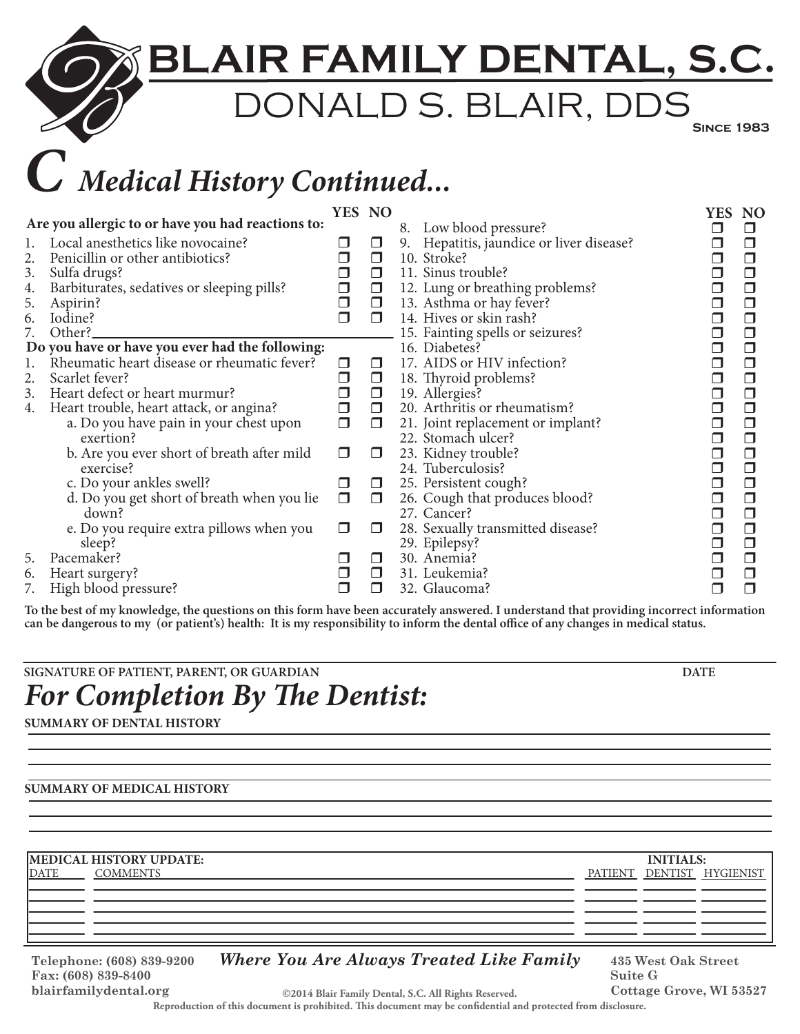# BLAIR FAMILY DENTAL, S.C.

## DONALD S. BLAIR, DDS

Since 1983

# *C Medical History Continued...*

| Are you allergic to or have you had reactions to: | YES | NO |
|---|---|---|
| 1. Local anesthetics like novocaine? | ☐ | ☐ |
| 2. Penicillin or other antibiotics? | ☐ | ☐ |
| 3. Sulfa drugs? | ☐ | ☐ |
| 4. Barbiturates, sedatives or sleeping pills? | ☐ | ☐ |
| 5. Aspirin? | ☐ | ☐ |
| 6. Iodine? | ☐ | ☐ |
| 7. Other?________________ | | |

| Do you have or have you ever had the following: | YES | NO |
|---|---|---|
| 1. Rheumatic heart disease or rheumatic fever? | ☐ | ☐ |
| 2. Scarlet fever? | ☐ | ☐ |
| 3. Heart defect or heart murmur? | ☐ | ☐ |
| 4. Heart trouble, heart attack, or angina? | ☐ | ☐ |
| a. Do you have pain in your chest upon exertion? | ☐ | ☐ |
| b. Are you ever short of breath after mild exercise? | ☐ | ☐ |
| c. Do your ankles swell? | ☐ | ☐ |
| d. Do you get short of breath when you lie down? | ☐ | ☐ |
| e. Do you require extra pillows when you sleep? | ☐ | ☐ |
| 5. Pacemaker? | ☐ | ☐ |
| 6. Heart surgery? | ☐ | ☐ |
| 7. High blood pressure? | ☐ | ☐ |
| 8. Low blood pressure? | ☐ | ☐ |
| 9. Hepatitis, jaundice or liver disease? | ☐ | ☐ |
| 10. Stroke? | ☐ | ☐ |
| 11. Sinus trouble? | ☐ | ☐ |
| 12. Lung or breathing problems? | ☐ | ☐ |
| 13. Asthma or hay fever? | ☐ | ☐ |
| 14. Hives or skin rash? | ☐ | ☐ |
| 15. Fainting spells or seizures? | ☐ | ☐ |
| 16. Diabetes? | ☐ | ☐ |
| 17. AIDS or HIV infection? | ☐ | ☐ |
| 18. Thyroid problems? | ☐ | ☐ |
| 19. Allergies? | ☐ | ☐ |
| 20. Arthritis or rheumatism? | ☐ | ☐ |
| 21. Joint replacement or implant? | ☐ | ☐ |
| 22. Stomach ulcer? | ☐ | ☐ |
| 23. Kidney trouble? | ☐ | ☐ |
| 24. Tuberculosis? | ☐ | ☐ |
| 25. Persistent cough? | ☐ | ☐ |
| 26. Cough that produces blood? | ☐ | ☐ |
| 27. Cancer? | ☐ | ☐ |
| 28. Sexually transmitted disease? | ☐ | ☐ |
| 29. Epilepsy? | ☐ | ☐ |
| 30. Anemia? | ☐ | ☐ |
| 31. Leukemia? | ☐ | ☐ |
| 32. Glaucoma? | ☐ | ☐ |

**To the best of my knowledge, the questions on this form have been accurately answered. I understand that providing incorrect information can be dangerous to my (or patient's) health: It is my responsibility to inform the dental office of any changes in medical status.**

______________________________________________________________________

**SIGNATURE OF PATIENT, PARENT, OR GUARDIAN** **DATE**

## *For Completion By The Dentist:*

**SUMMARY OF DENTAL HISTORY** ______________________________________________

______________________________________________________________________

______________________________________________________________________

**SUMMARY OF MEDICAL HISTORY** ______________________________________________

______________________________________________________________________

______________________________________________________________________

**MEDICAL HISTORY UPDATE:**

| DATE | COMMENTS | INITIALS: PATIENT | DENTIST | HYGIENIST |
|---|---|---|---|---|
| | | | | |
| | | | | |
| | | | | |
| | | | | |

**Telephone: (608) 839-9200**
**Fax: (608) 839-8400**
**blairfamilydental.org**

***Where You Are Always Treated Like Family***

**435 West Oak Street**
**Suite G**
**Cottage Grove, WI 53527**

**©2014 Blair Family Dental, S.C. All Rights Reserved.**
**Reproduction of this document is prohibited. This document may be confidential and protected from disclosure.**